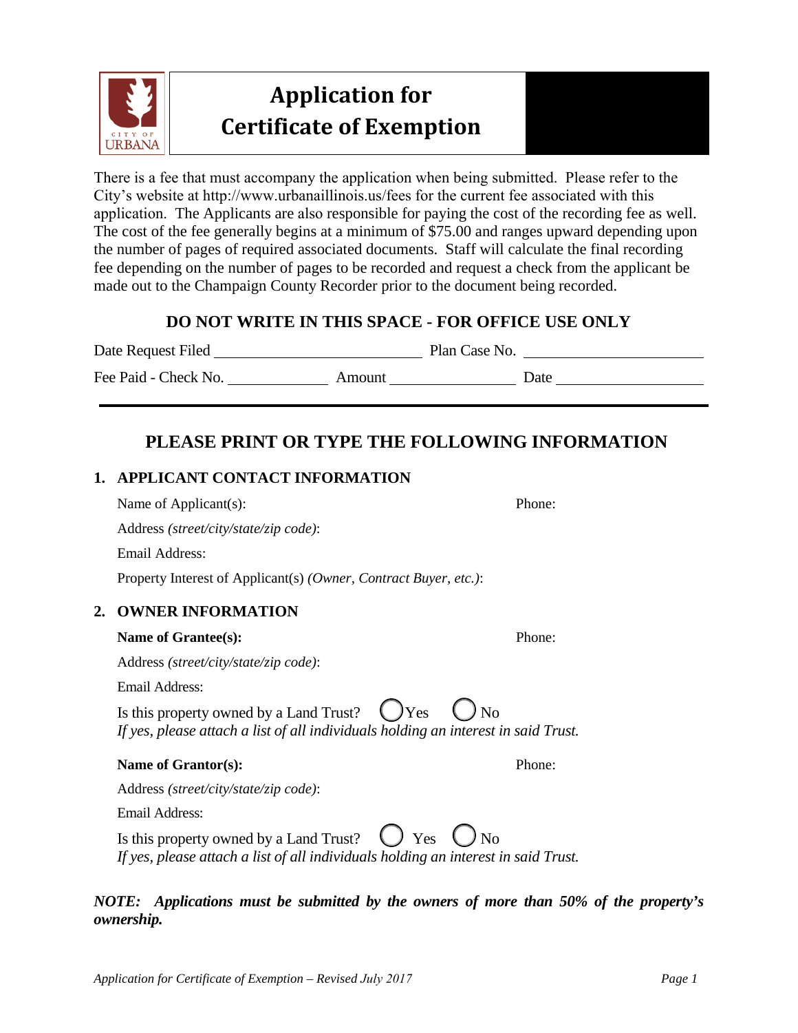# Application for Certificate of Exemption

There is a fee that must accompany the application when being submitted. Please refer to the City's website at http://www.urbanaillinois.us/fees for the current fee associated with this application. The Applicants are also responsible for paying the cost of the recording fee as well. The cost of the fee generally begins at a minimum of $75.00 and ranges upward depending upon the number of pages of required associated documents. Staff will calculate the final recording fee depending on the number of pages to be recorded and request a check from the applicant be made out to the Champaign County Recorder prior to the document being recorded.

### DO NOT WRITE IN THIS SPACE - FOR OFFICE USE ONLY

Date Request Filed ____________________ Plan Case No. ____________________

Fee Paid - Check No. ____________ Amount ______________ Date ________________

---

## PLEASE PRINT OR TYPE THE FOLLOWING INFORMATION

### 1. APPLICANT CONTACT INFORMATION

Name of Applicant(s): Phone:

Address *(street/city/state/zip code)*:

Email Address:

Property Interest of Applicant(s) *(Owner, Contract Buyer, etc.)*:

### 2. OWNER INFORMATION

**Name of Grantee(s):** Phone:

Address *(street/city/state/zip code)*:

Email Address:

Is this property owned by a Land Trust? ◯ Yes ◯ No
*If yes, please attach a list of all individuals holding an interest in said Trust.*

**Name of Grantor(s):** Phone:

Address *(street/city/state/zip code)*:

Email Address:

Is this property owned by a Land Trust? ◯ Yes ◯ No
*If yes, please attach a list of all individuals holding an interest in said Trust.*

***NOTE: Applications must be submitted by the owners of more than 50% of the property's ownership.***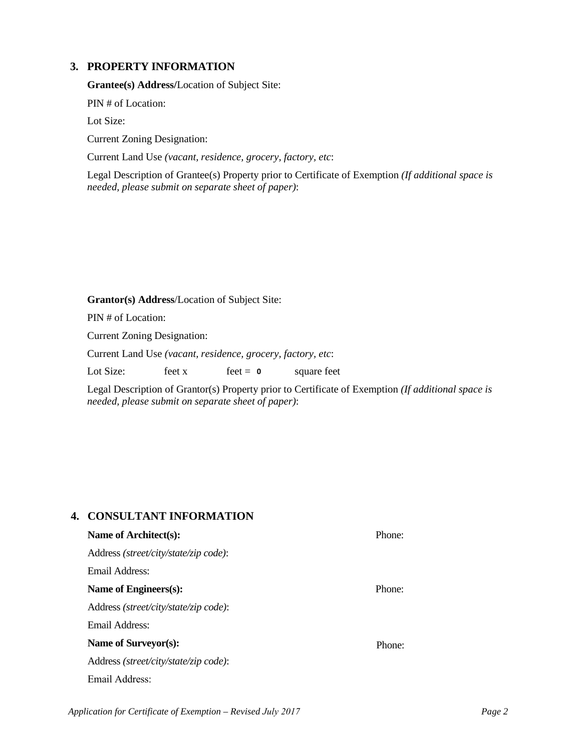## 3. PROPERTY INFORMATION

**Grantee(s) Address/**Location of Subject Site:

PIN # of Location:

Lot Size:

Current Zoning Designation:

Current Land Use *(vacant, residence, grocery, factory, etc*:

Legal Description of Grantee(s) Property prior to Certificate of Exemption *(If additional space is needed, please submit on separate sheet of paper)*:

**Grantor(s) Address**/Location of Subject Site:

PIN # of Location:

Current Zoning Designation:

Current Land Use *(vacant, residence, grocery, factory, etc*:

Lot Size: feet x feet = 0 square feet

Legal Description of Grantor(s) Property prior to Certificate of Exemption *(If additional space is needed, please submit on separate sheet of paper)*:

## 4. CONSULTANT INFORMATION

**Name of Architect(s):** Phone:

Address *(street/city/state/zip code)*:

Email Address:

**Name of Engineers(s):** Phone:

Address *(street/city/state/zip code)*:

Email Address:

**Name of Surveyor(s):** Phone:

Address *(street/city/state/zip code)*:

Email Address: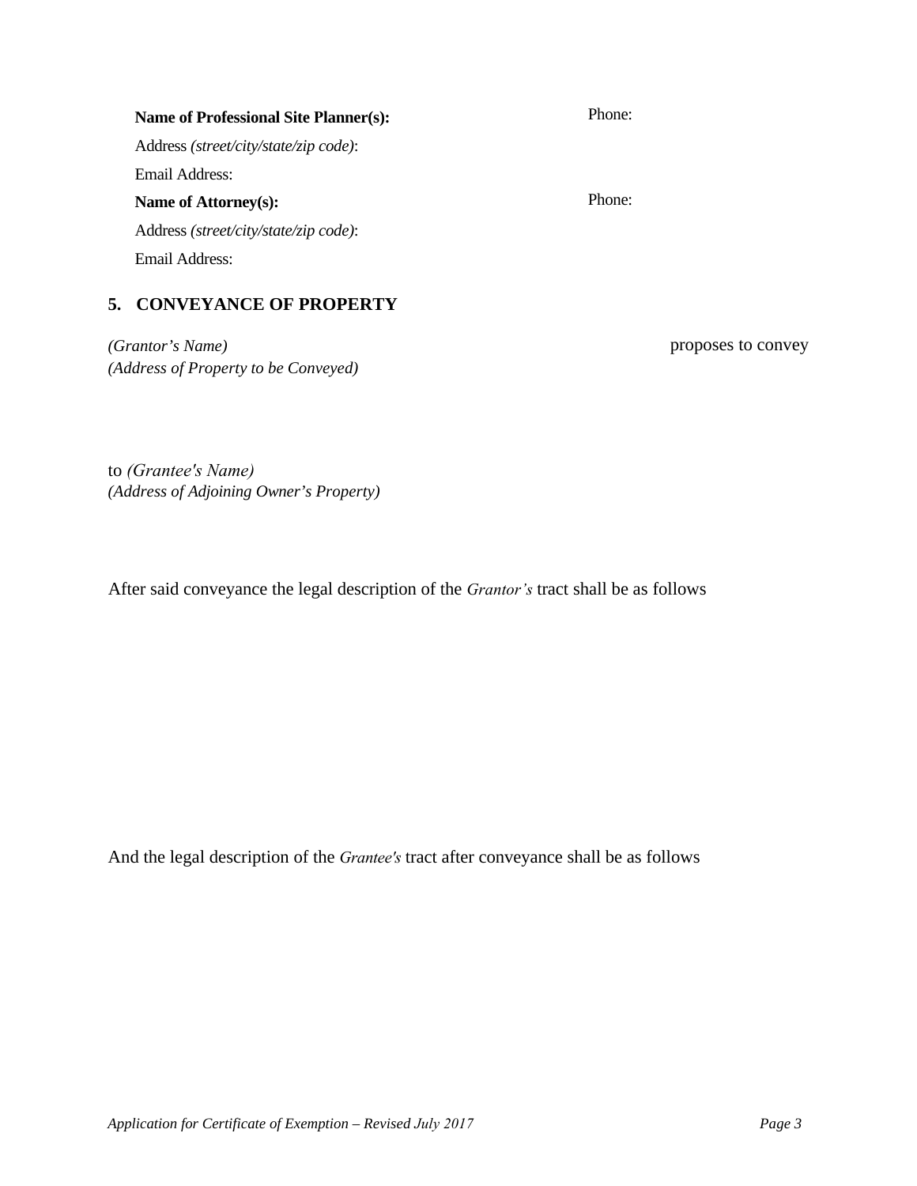**Name of Professional Site Planner(s):** Phone:

Address *(street/city/state/zip code)*:

Email Address:

**Name of Attorney(s):** Phone:

Address *(street/city/state/zip code)*:

Email Address:

## 5. CONVEYANCE OF PROPERTY

*(Grantor's Name)* proposes to convey

*(Address of Property to be Conveyed)*

to *(Grantee's Name)*

*(Address of Adjoining Owner's Property)*

After said conveyance the legal description of the *Grantor's* tract shall be as follows

And the legal description of the *Grantee's* tract after conveyance shall be as follows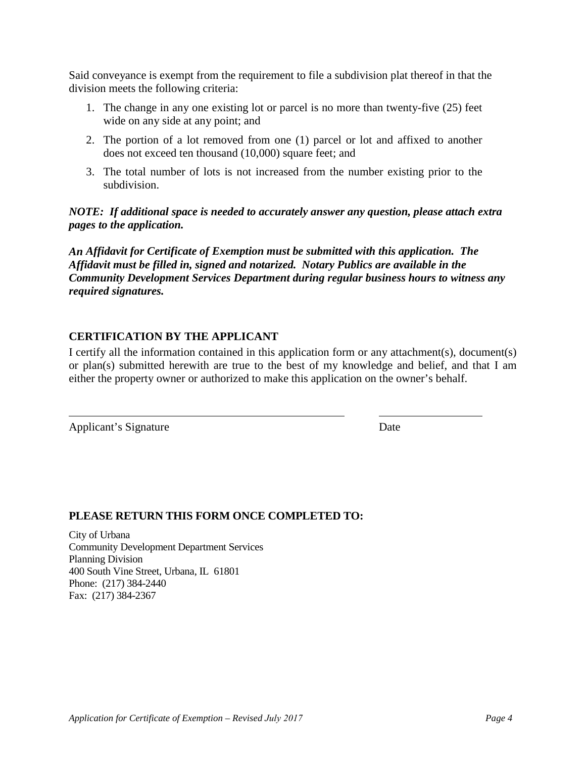Said conveyance is exempt from the requirement to file a subdivision plat thereof in that the division meets the following criteria:

1. The change in any one existing lot or parcel is no more than twenty-five (25) feet wide on any side at any point; and
2. The portion of a lot removed from one (1) parcel or lot and affixed to another does not exceed ten thousand (10,000) square feet; and
3. The total number of lots is not increased from the number existing prior to the subdivision.

***NOTE: If additional space is needed to accurately answer any question, please attach extra pages to the application.***

***An Affidavit for Certificate of Exemption must be submitted with this application. The Affidavit must be filled in, signed and notarized. Notary Publics are available in the Community Development Services Department during regular business hours to witness any required signatures.***

**CERTIFICATION BY THE APPLICANT**

I certify all the information contained in this application form or any attachment(s), document(s) or plan(s) submitted herewith are true to the best of my knowledge and belief, and that I am either the property owner or authorized to make this application on the owner's behalf.

\_\_\_\_\_\_\_\_\_\_\_\_\_\_\_\_\_\_\_\_\_\_\_\_\_\_\_\_\_\_\_\_\_\_\_\_\_\_\_\_ \_\_\_\_\_\_\_\_\_\_\_\_\_\_\_\_

Applicant's Signature Date

**PLEASE RETURN THIS FORM ONCE COMPLETED TO:**

City of Urbana
Community Development Department Services
Planning Division
400 South Vine Street, Urbana, IL 61801
Phone: (217) 384-2440
Fax: (217) 384-2367